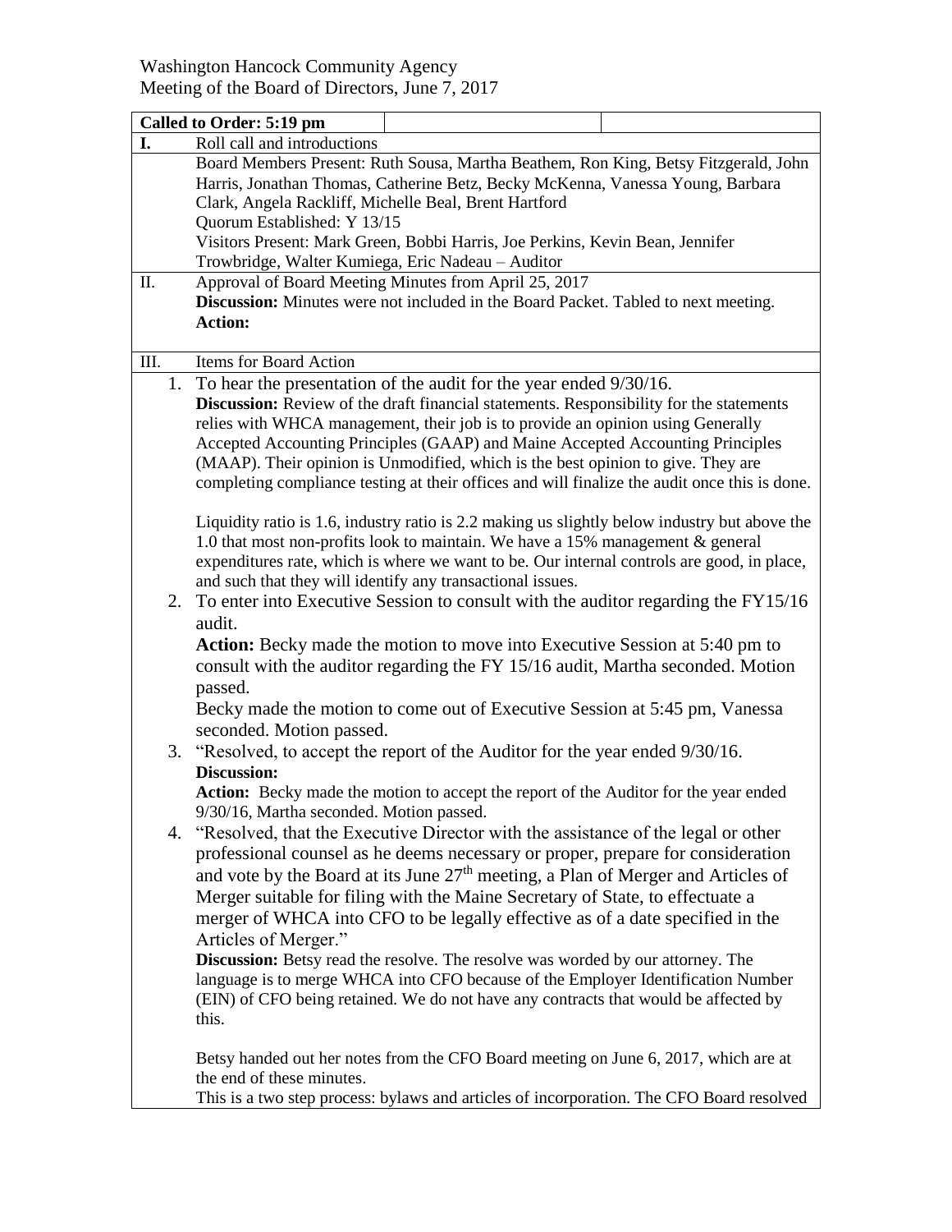Washington Hancock Community Agency
Meeting of the Board of Directors, June 7, 2017

**Called to Order: 5:19 pm**

**I.** Roll call and introductions

Board Members Present: Ruth Sousa, Martha Beathem, Ron King, Betsy Fitzgerald, John Harris, Jonathan Thomas, Catherine Betz, Becky McKenna, Vanessa Young, Barbara Clark, Angela Rackliff, Michelle Beal, Brent Hartford

Quorum Established: Y 13/15

Visitors Present: Mark Green, Bobbi Harris, Joe Perkins, Kevin Bean, Jennifer Trowbridge, Walter Kumiega, Eric Nadeau – Auditor

**II.** Approval of Board Meeting Minutes from April 25, 2017

**Discussion:** Minutes were not included in the Board Packet. Tabled to next meeting.

**Action:**

**III.** Items for Board Action

1. To hear the presentation of the audit for the year ended 9/30/16.

   **Discussion:** Review of the draft financial statements. Responsibility for the statements relies with WHCA management, their job is to provide an opinion using Generally Accepted Accounting Principles (GAAP) and Maine Accepted Accounting Principles (MAAP). Their opinion is Unmodified, which is the best opinion to give. They are completing compliance testing at their offices and will finalize the audit once this is done.

   Liquidity ratio is 1.6, industry ratio is 2.2 making us slightly below industry but above the 1.0 that most non-profits look to maintain. We have a 15% management & general expenditures rate, which is where we want to be. Our internal controls are good, in place, and such that they will identify any transactional issues.

2. To enter into Executive Session to consult with the auditor regarding the FY15/16 audit.

   **Action:** Becky made the motion to move into Executive Session at 5:40 pm to consult with the auditor regarding the FY 15/16 audit, Martha seconded. Motion passed.

   Becky made the motion to come out of Executive Session at 5:45 pm, Vanessa seconded. Motion passed.

3. "Resolved, to accept the report of the Auditor for the year ended 9/30/16.

   **Discussion:**

   **Action:** Becky made the motion to accept the report of the Auditor for the year ended 9/30/16, Martha seconded. Motion passed.

4. "Resolved, that the Executive Director with the assistance of the legal or other professional counsel as he deems necessary or proper, prepare for consideration and vote by the Board at its June 27th meeting, a Plan of Merger and Articles of Merger suitable for filing with the Maine Secretary of State, to effectuate a merger of WHCA into CFO to be legally effective as of a date specified in the Articles of Merger."

   **Discussion:** Betsy read the resolve. The resolve was worded by our attorney. The language is to merge WHCA into CFO because of the Employer Identification Number (EIN) of CFO being retained. We do not have any contracts that would be affected by this.

   Betsy handed out her notes from the CFO Board meeting on June 6, 2017, which are at the end of these minutes.

   This is a two step process: bylaws and articles of incorporation. The CFO Board resolved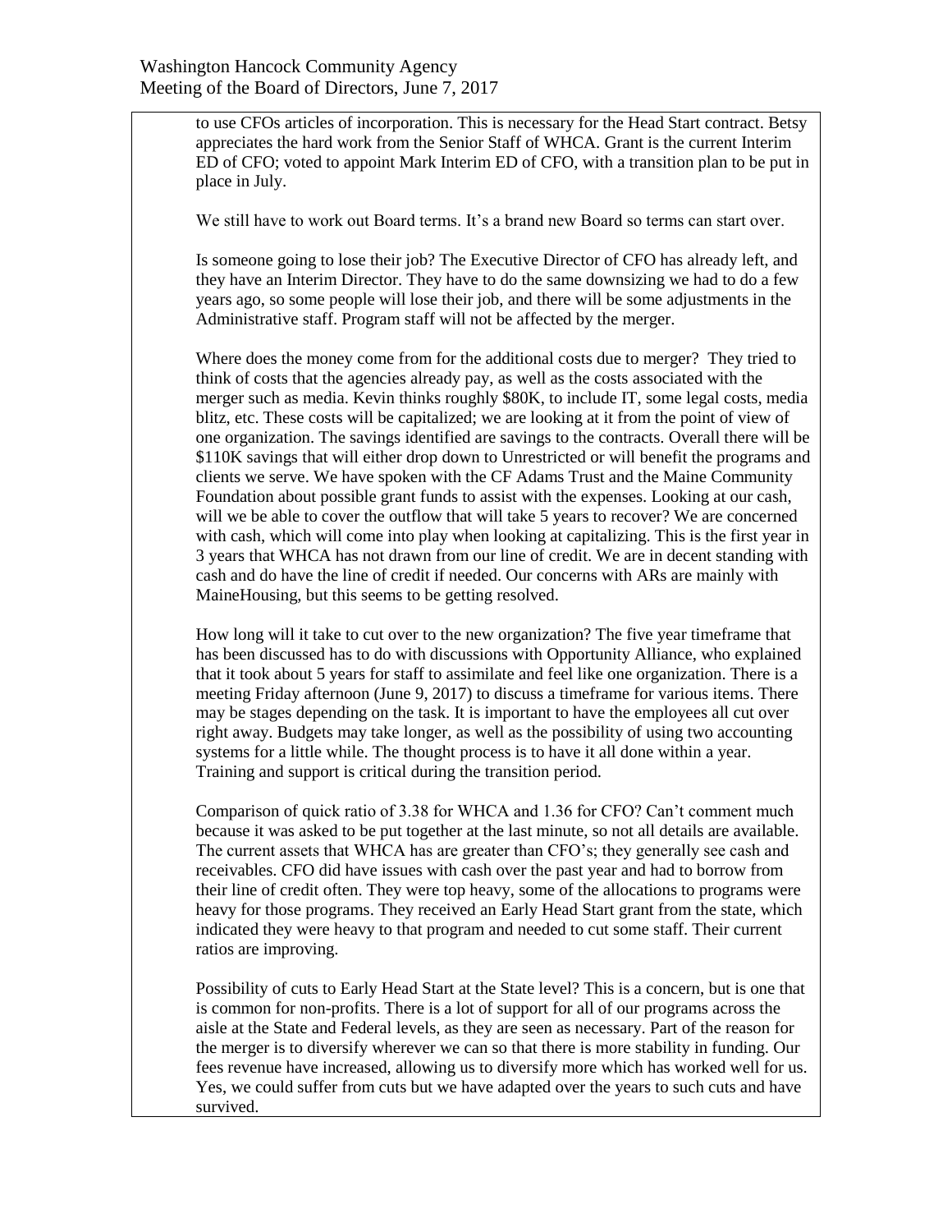to use CFOs articles of incorporation. This is necessary for the Head Start contract. Betsy appreciates the hard work from the Senior Staff of WHCA. Grant is the current Interim ED of CFO; voted to appoint Mark Interim ED of CFO, with a transition plan to be put in place in July.

We still have to work out Board terms. It's a brand new Board so terms can start over.

Is someone going to lose their job? The Executive Director of CFO has already left, and they have an Interim Director. They have to do the same downsizing we had to do a few years ago, so some people will lose their job, and there will be some adjustments in the Administrative staff. Program staff will not be affected by the merger.

Where does the money come from for the additional costs due to merger? They tried to think of costs that the agencies already pay, as well as the costs associated with the merger such as media. Kevin thinks roughly $80K, to include IT, some legal costs, media blitz, etc. These costs will be capitalized; we are looking at it from the point of view of one organization. The savings identified are savings to the contracts. Overall there will be $110K savings that will either drop down to Unrestricted or will benefit the programs and clients we serve. We have spoken with the CF Adams Trust and the Maine Community Foundation about possible grant funds to assist with the expenses. Looking at our cash, will we be able to cover the outflow that will take 5 years to recover? We are concerned with cash, which will come into play when looking at capitalizing. This is the first year in 3 years that WHCA has not drawn from our line of credit. We are in decent standing with cash and do have the line of credit if needed. Our concerns with ARs are mainly with MaineHousing, but this seems to be getting resolved.

How long will it take to cut over to the new organization? The five year timeframe that has been discussed has to do with discussions with Opportunity Alliance, who explained that it took about 5 years for staff to assimilate and feel like one organization. There is a meeting Friday afternoon (June 9, 2017) to discuss a timeframe for various items. There may be stages depending on the task. It is important to have the employees all cut over right away. Budgets may take longer, as well as the possibility of using two accounting systems for a little while. The thought process is to have it all done within a year. Training and support is critical during the transition period.

Comparison of quick ratio of 3.38 for WHCA and 1.36 for CFO? Can't comment much because it was asked to be put together at the last minute, so not all details are available. The current assets that WHCA has are greater than CFO's; they generally see cash and receivables. CFO did have issues with cash over the past year and had to borrow from their line of credit often. They were top heavy, some of the allocations to programs were heavy for those programs. They received an Early Head Start grant from the state, which indicated they were heavy to that program and needed to cut some staff. Their current ratios are improving.

Possibility of cuts to Early Head Start at the State level? This is a concern, but is one that is common for non-profits. There is a lot of support for all of our programs across the aisle at the State and Federal levels, as they are seen as necessary. Part of the reason for the merger is to diversify wherever we can so that there is more stability in funding. Our fees revenue have increased, allowing us to diversify more which has worked well for us. Yes, we could suffer from cuts but we have adapted over the years to such cuts and have survived.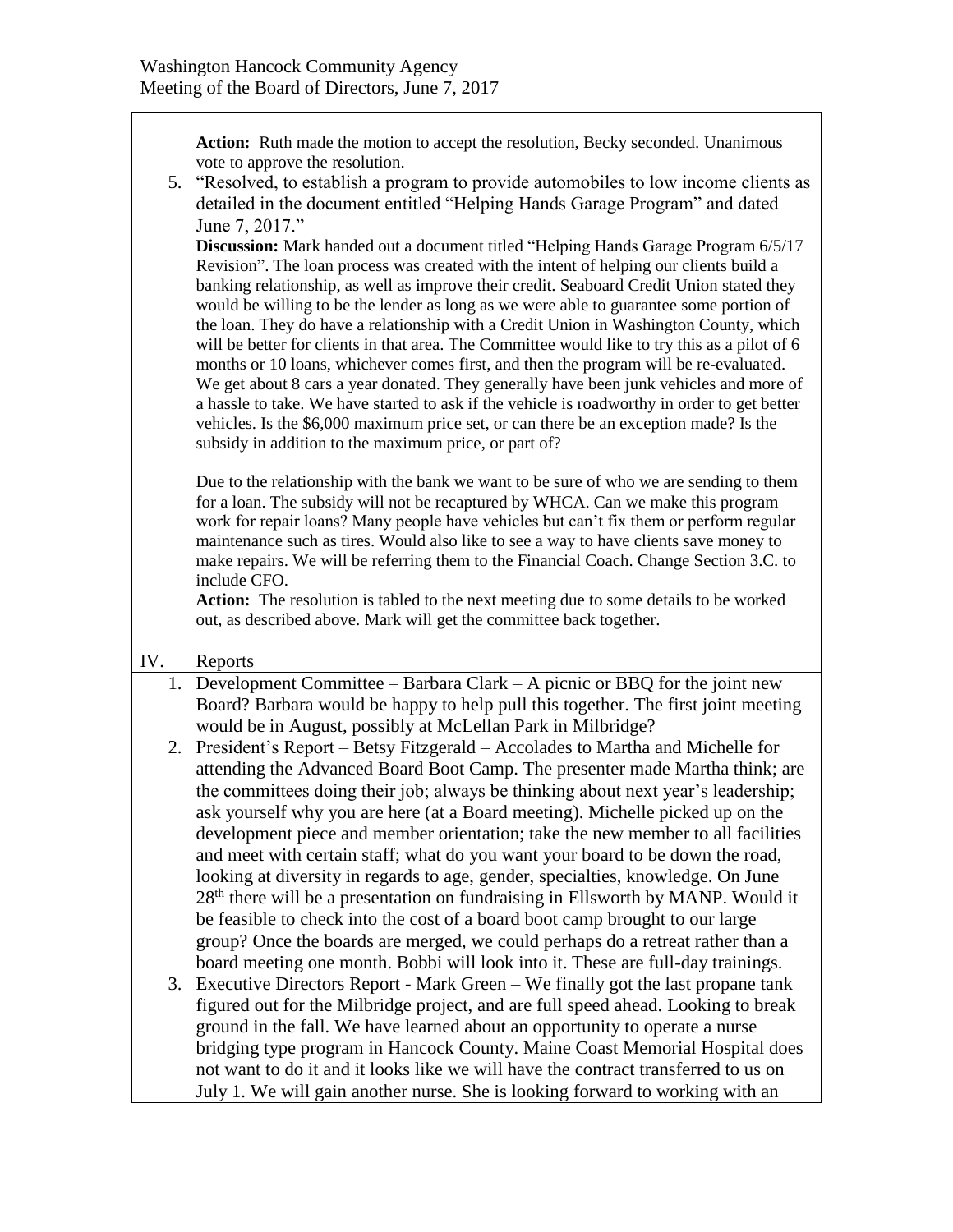**Action:** Ruth made the motion to accept the resolution, Becky seconded. Unanimous vote to approve the resolution.

5. "Resolved, to establish a program to provide automobiles to low income clients as detailed in the document entitled "Helping Hands Garage Program" and dated June 7, 2017."

   **Discussion:** Mark handed out a document titled "Helping Hands Garage Program 6/5/17 Revision". The loan process was created with the intent of helping our clients build a banking relationship, as well as improve their credit. Seaboard Credit Union stated they would be willing to be the lender as long as we were able to guarantee some portion of the loan. They do have a relationship with a Credit Union in Washington County, which will be better for clients in that area. The Committee would like to try this as a pilot of 6 months or 10 loans, whichever comes first, and then the program will be re-evaluated. We get about 8 cars a year donated. They generally have been junk vehicles and more of a hassle to take. We have started to ask if the vehicle is roadworthy in order to get better vehicles. Is the $6,000 maximum price set, or can there be an exception made? Is the subsidy in addition to the maximum price, or part of?

   Due to the relationship with the bank we want to be sure of who we are sending to them for a loan. The subsidy will not be recaptured by WHCA. Can we make this program work for repair loans? Many people have vehicles but can't fix them or perform regular maintenance such as tires. Would also like to see a way to have clients save money to make repairs. We will be referring them to the Financial Coach. Change Section 3.C. to include CFO.

   **Action:** The resolution is tabled to the next meeting due to some details to be worked out, as described above. Mark will get the committee back together.

## IV. Reports

1. Development Committee – Barbara Clark – A picnic or BBQ for the joint new Board? Barbara would be happy to help pull this together. The first joint meeting would be in August, possibly at McLellan Park in Milbridge?
2. President's Report – Betsy Fitzgerald – Accolades to Martha and Michelle for attending the Advanced Board Boot Camp. The presenter made Martha think; are the committees doing their job; always be thinking about next year's leadership; ask yourself why you are here (at a Board meeting). Michelle picked up on the development piece and member orientation; take the new member to all facilities and meet with certain staff; what do you want your board to be down the road, looking at diversity in regards to age, gender, specialties, knowledge. On June 28th there will be a presentation on fundraising in Ellsworth by MANP. Would it be feasible to check into the cost of a board boot camp brought to our large group? Once the boards are merged, we could perhaps do a retreat rather than a board meeting one month. Bobbi will look into it. These are full-day trainings.
3. Executive Directors Report - Mark Green – We finally got the last propane tank figured out for the Milbridge project, and are full speed ahead. Looking to break ground in the fall. We have learned about an opportunity to operate a nurse bridging type program in Hancock County. Maine Coast Memorial Hospital does not want to do it and it looks like we will have the contract transferred to us on July 1. We will gain another nurse. She is looking forward to working with an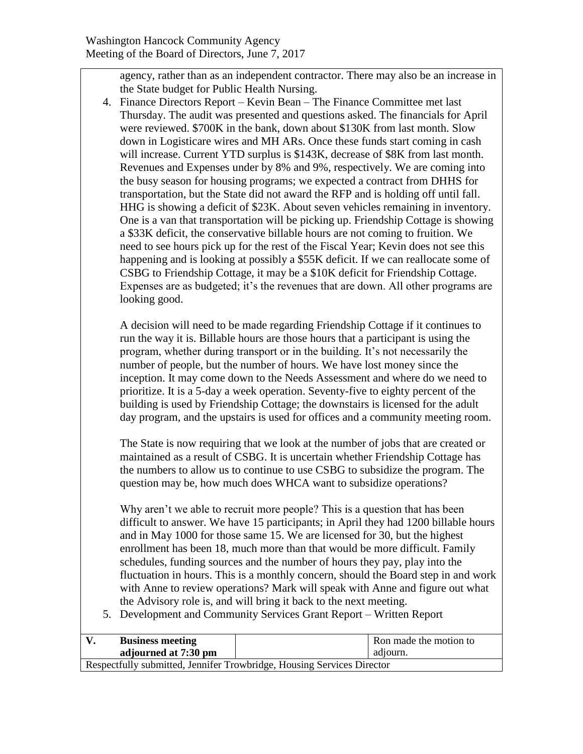agency, rather than as an independent contractor. There may also be an increase in the State budget for Public Health Nursing.

4. Finance Directors Report – Kevin Bean – The Finance Committee met last Thursday. The audit was presented and questions asked. The financials for April were reviewed. $700K in the bank, down about $130K from last month. Slow down in Logisticare wires and MH ARs. Once these funds start coming in cash will increase. Current YTD surplus is $143K, decrease of $8K from last month. Revenues and Expenses under by 8% and 9%, respectively. We are coming into the busy season for housing programs; we expected a contract from DHHS for transportation, but the State did not award the RFP and is holding off until fall. HHG is showing a deficit of $23K. About seven vehicles remaining in inventory. One is a van that transportation will be picking up. Friendship Cottage is showing a $33K deficit, the conservative billable hours are not coming to fruition. We need to see hours pick up for the rest of the Fiscal Year; Kevin does not see this happening and is looking at possibly a $55K deficit. If we can reallocate some of CSBG to Friendship Cottage, it may be a $10K deficit for Friendship Cottage. Expenses are as budgeted; it's the revenues that are down. All other programs are looking good.

   A decision will need to be made regarding Friendship Cottage if it continues to run the way it is. Billable hours are those hours that a participant is using the program, whether during transport or in the building. It's not necessarily the number of people, but the number of hours. We have lost money since the inception. It may come down to the Needs Assessment and where do we need to prioritize. It is a 5-day a week operation. Seventy-five to eighty percent of the building is used by Friendship Cottage; the downstairs is licensed for the adult day program, and the upstairs is used for offices and a community meeting room.

   The State is now requiring that we look at the number of jobs that are created or maintained as a result of CSBG. It is uncertain whether Friendship Cottage has the numbers to allow us to continue to use CSBG to subsidize the program. The question may be, how much does WHCA want to subsidize operations?

   Why aren't we able to recruit more people? This is a question that has been difficult to answer. We have 15 participants; in April they had 1200 billable hours and in May 1000 for those same 15. We are licensed for 30, but the highest enrollment has been 18, much more than that would be more difficult. Family schedules, funding sources and the number of hours they pay, play into the fluctuation in hours. This is a monthly concern, should the Board step in and work with Anne to review operations? Mark will speak with Anne and figure out what the Advisory role is, and will bring it back to the next meeting.

5. Development and Community Services Grant Report – Written Report

| V. | **Business meeting adjourned at 7:30 pm** | | Ron made the motion to adjourn. |
|---|---|---|---|
| Respectfully submitted, Jennifer Trowbridge, Housing Services Director | | | |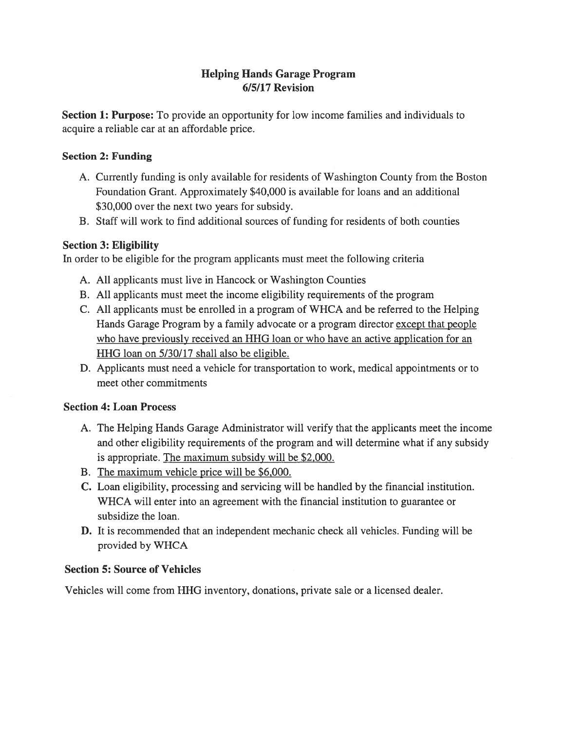# Helping Hands Garage Program
## 6/5/17 Revision

**Section 1: Purpose:** To provide an opportunity for low income families and individuals to acquire a reliable car at an affordable price.

### Section 2: Funding

A. Currently funding is only available for residents of Washington County from the Boston Foundation Grant. Approximately $40,000 is available for loans and an additional $30,000 over the next two years for subsidy.

B. Staff will work to find additional sources of funding for residents of both counties

### Section 3: Eligibility

In order to be eligible for the program applicants must meet the following criteria

A. All applicants must live in Hancock or Washington Counties

B. All applicants must meet the income eligibility requirements of the program

C. All applicants must be enrolled in a program of WHCA and be referred to the Helping Hands Garage Program by a family advocate or a program director <u>except that people who have previously received an HHG loan or who have an active application for an HHG loan on 5/30/17 shall also be eligible.</u>

D. Applicants must need a vehicle for transportation to work, medical appointments or to meet other commitments

### Section 4: Loan Process

A. The Helping Hands Garage Administrator will verify that the applicants meet the income and other eligibility requirements of the program and will determine what if any subsidy is appropriate. <u>The maximum subsidy will be $2,000.</u>

B. <u>The maximum vehicle price will be $6,000.</u>

C. Loan eligibility, processing and servicing will be handled by the financial institution. WHCA will enter into an agreement with the financial institution to guarantee or subsidize the loan.

D. It is recommended that an independent mechanic check all vehicles. Funding will be provided by WHCA

### Section 5: Source of Vehicles

Vehicles will come from HHG inventory, donations, private sale or a licensed dealer.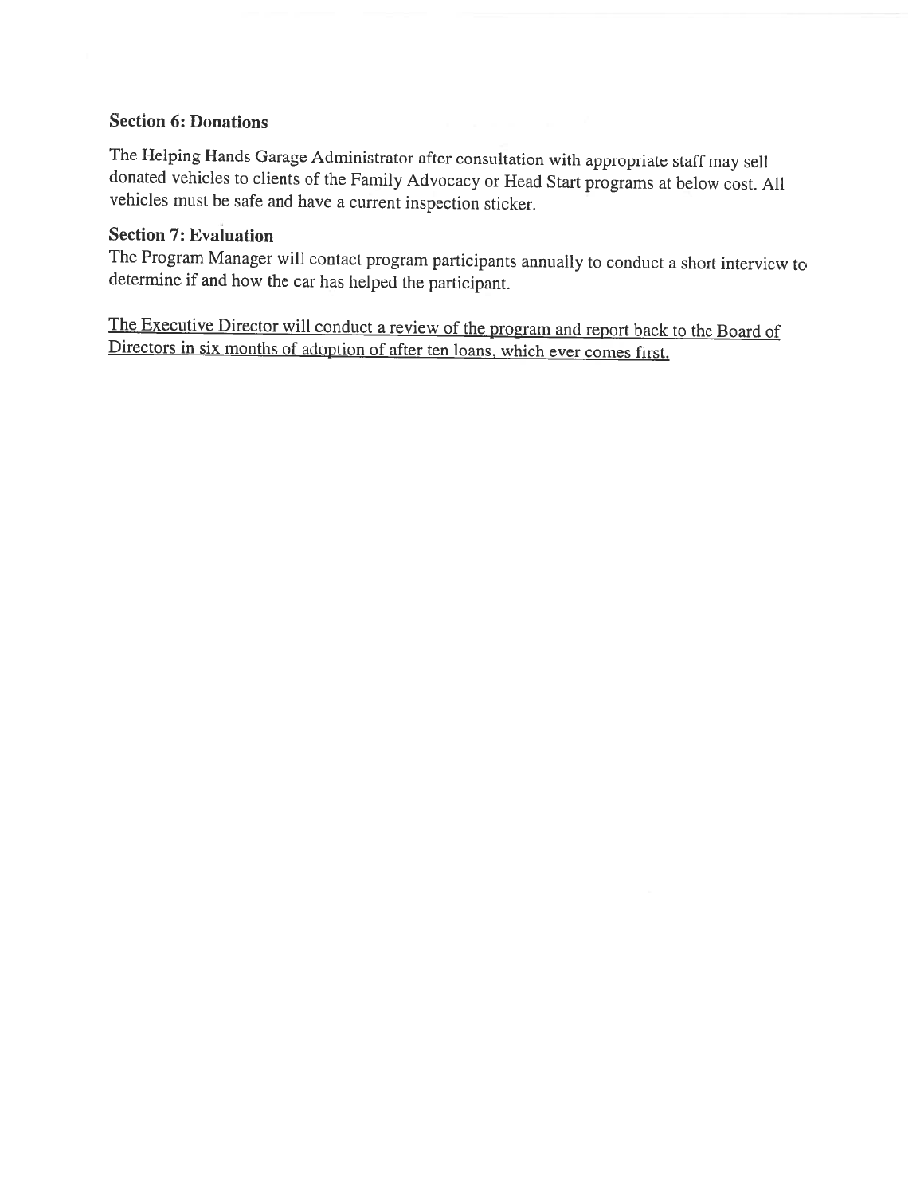## Section 6: Donations

The Helping Hands Garage Administrator after consultation with appropriate staff may sell donated vehicles to clients of the Family Advocacy or Head Start programs at below cost. All vehicles must be safe and have a current inspection sticker.

## Section 7: Evaluation

The Program Manager will contact program participants annually to conduct a short interview to determine if and how the car has helped the participant.

<u>The Executive Director will conduct a review of the program and report back to the Board of Directors in six months of adoption of after ten loans, which ever comes first.</u>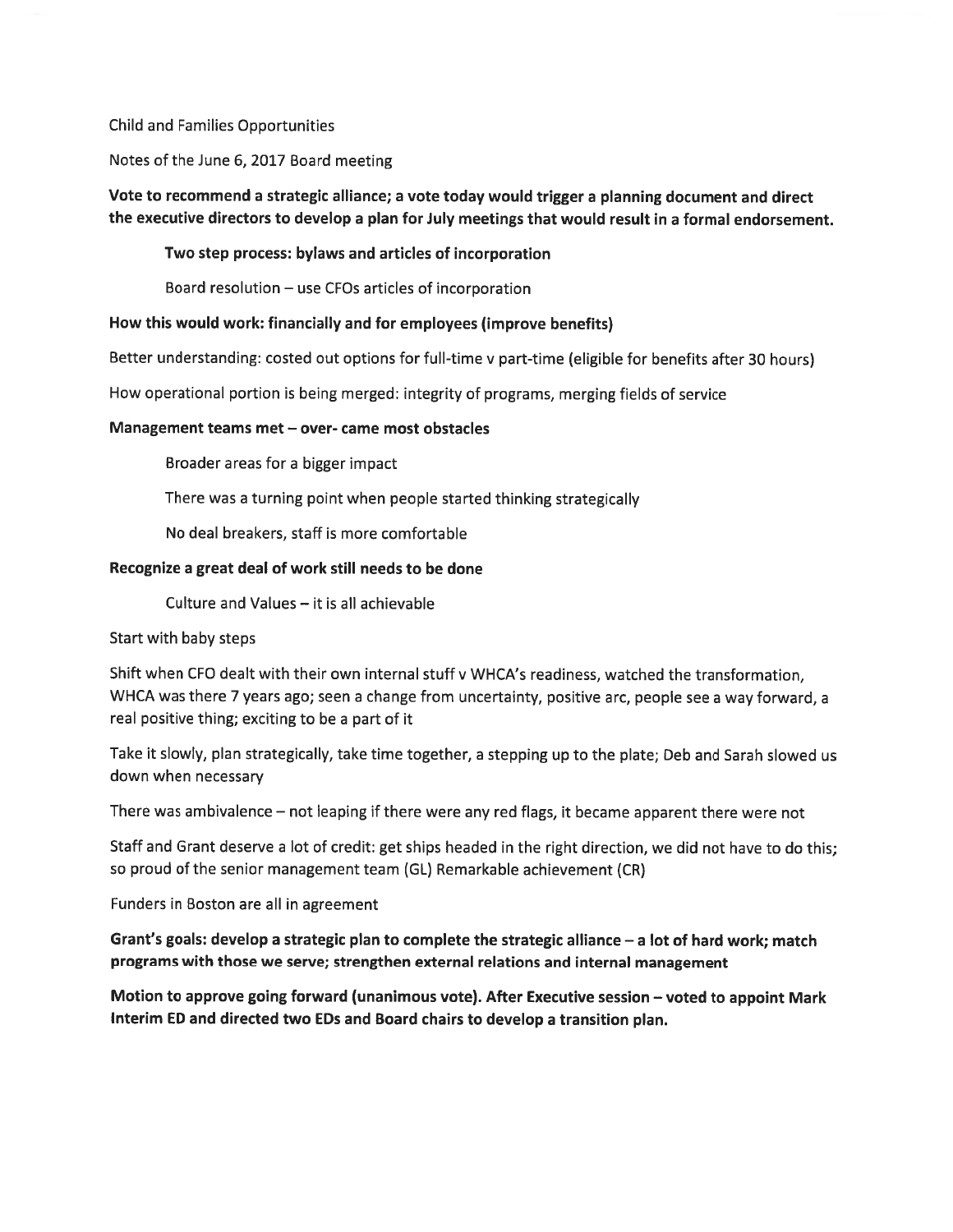Child and Families Opportunities

Notes of the June 6, 2017 Board meeting

**Vote to recommend a strategic alliance; a vote today would trigger a planning document and direct the executive directors to develop a plan for July meetings that would result in a formal endorsement.**

**Two step process: bylaws and articles of incorporation**

Board resolution – use CFOs articles of incorporation

**How this would work: financially and for employees (improve benefits)**

Better understanding: costed out options for full-time v part-time (eligible for benefits after 30 hours)

How operational portion is being merged: integrity of programs, merging fields of service

**Management teams met – over- came most obstacles**

Broader areas for a bigger impact

There was a turning point when people started thinking strategically

No deal breakers, staff is more comfortable

**Recognize a great deal of work still needs to be done**

Culture and Values – it is all achievable

Start with baby steps

Shift when CFO dealt with their own internal stuff v WHCA's readiness, watched the transformation, WHCA was there 7 years ago; seen a change from uncertainty, positive arc, people see a way forward, a real positive thing; exciting to be a part of it

Take it slowly, plan strategically, take time together, a stepping up to the plate; Deb and Sarah slowed us down when necessary

There was ambivalence – not leaping if there were any red flags, it became apparent there were not

Staff and Grant deserve a lot of credit: get ships headed in the right direction, we did not have to do this; so proud of the senior management team (GL) Remarkable achievement (CR)

Funders in Boston are all in agreement

**Grant's goals: develop a strategic plan to complete the strategic alliance – a lot of hard work; match programs with those we serve; strengthen external relations and internal management**

**Motion to approve going forward (unanimous vote). After Executive session – voted to appoint Mark Interim ED and directed two EDs and Board chairs to develop a transition plan.**